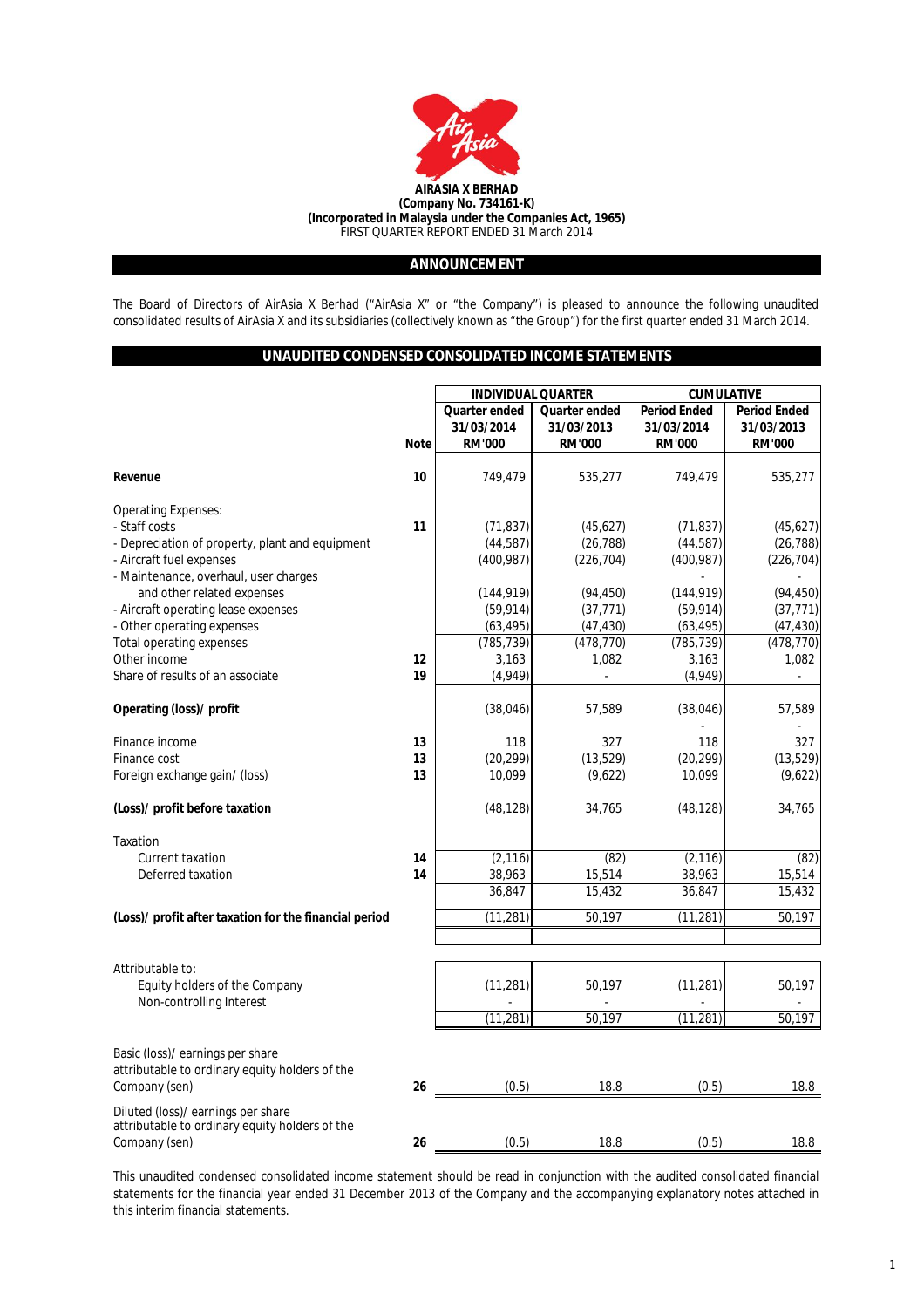**AIRASIA X BERHAD**
**(Company No. 734161-K)**
**(Incorporated in Malaysia under the Companies Act, 1965)**
FIRST QUARTER REPORT ENDED 31 March 2014

## ANNOUNCEMENT

The Board of Directors of AirAsia X Berhad ("AirAsia X" or "the Company") is pleased to announce the following unaudited consolidated results of AirAsia X and its subsidiaries (collectively known as "the Group") for the first quarter ended 31 March 2014.

## UNAUDITED CONDENSED CONSOLIDATED INCOME STATEMENTS

| | | INDIVIDUAL QUARTER | | CUMULATIVE | |
|---|---|---|---|---|---|
| | | Quarter ended | Quarter ended | Period Ended | Period Ended |
| | | 31/03/2014 | 31/03/2013 | 31/03/2014 | 31/03/2013 |
| | Note | RM'000 | RM'000 | RM'000 | RM'000 |
| **Revenue** | 10 | 749,479 | 535,277 | 749,479 | 535,277 |
| Operating Expenses: | | | | | |
| - Staff costs | 11 | (71,837) | (45,627) | (71,837) | (45,627) |
| - Depreciation of property, plant and equipment | | (44,587) | (26,788) | (44,587) | (26,788) |
| - Aircraft fuel expenses | | (400,987) | (226,704) | (400,987) | (226,704) |
| - Maintenance, overhaul, user charges and other related expenses | | (144,919) | (94,450) | (144,919) | (94,450) |
| - Aircraft operating lease expenses | | (59,914) | (37,771) | (59,914) | (37,771) |
| - Other operating expenses | | (63,495) | (47,430) | (63,495) | (47,430) |
| Total operating expenses | | (785,739) | (478,770) | (785,739) | (478,770) |
| Other income | 12 | 3,163 | 1,082 | 3,163 | 1,082 |
| Share of results of an associate | 19 | (4,949) | - | (4,949) | - |
| **Operating (loss)/ profit** | | (38,046) | 57,589 | (38,046) | 57,589 |
| Finance income | 13 | 118 | 327 | 118 | 327 |
| Finance cost | 13 | (20,299) | (13,529) | (20,299) | (13,529) |
| Foreign exchange gain/ (loss) | 13 | 10,099 | (9,622) | 10,099 | (9,622) |
| **(Loss)/ profit before taxation** | | (48,128) | 34,765 | (48,128) | 34,765 |
| Taxation | | | | | |
| Current taxation | 14 | (2,116) | (82) | (2,116) | (82) |
| Deferred taxation | 14 | 38,963 | 15,514 | 38,963 | 15,514 |
| | | 36,847 | 15,432 | 36,847 | 15,432 |
| **(Loss)/ profit after taxation for the financial period** | | (11,281) | 50,197 | (11,281) | 50,197 |
| Attributable to: | | | | | |
| Equity holders of the Company | | (11,281) | 50,197 | (11,281) | 50,197 |
| Non-controlling Interest | | - | - | - | - |
| | | (11,281) | 50,197 | (11,281) | 50,197 |
| Basic (loss)/ earnings per share attributable to ordinary equity holders of the Company (sen) | 26 | (0.5) | 18.8 | (0.5) | 18.8 |
| Diluted (loss)/ earnings per share attributable to ordinary equity holders of the Company (sen) | 26 | (0.5) | 18.8 | (0.5) | 18.8 |

This unaudited condensed consolidated income statement should be read in conjunction with the audited consolidated financial statements for the financial year ended 31 December 2013 of the Company and the accompanying explanatory notes attached in this interim financial statements.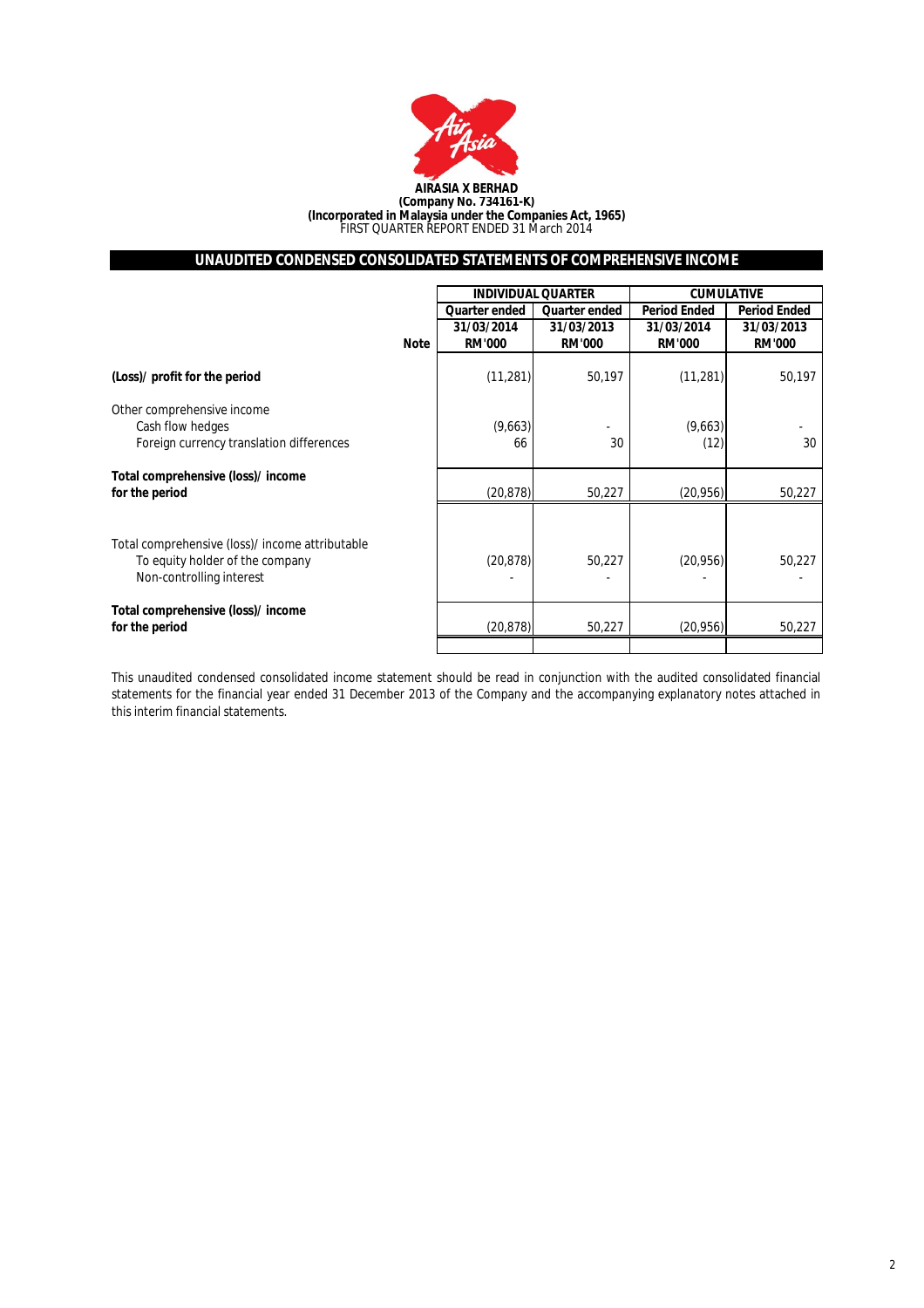**AIRASIA X BERHAD**
**(Company No. 734161-K)**
**(Incorporated in Malaysia under the Companies Act, 1965)**
FIRST QUARTER REPORT ENDED 31 March 2014

## UNAUDITED CONDENSED CONSOLIDATED STATEMENTS OF COMPREHENSIVE INCOME

| | | INDIVIDUAL QUARTER | | CUMULATIVE | |
|---|---|---|---|---|---|
| | | Quarter ended | Quarter ended | Period Ended | Period Ended |
| | | 31/03/2014 | 31/03/2013 | 31/03/2014 | 31/03/2013 |
| | Note | RM'000 | RM'000 | RM'000 | RM'000 |
| **(Loss)/ profit for the period** | | (11,281) | 50,197 | (11,281) | 50,197 |
| Other comprehensive income | | | | | |
| Cash flow hedges | | (9,663) | - | (9,663) | - |
| Foreign currency translation differences | | 66 | 30 | (12) | 30 |
| **Total comprehensive (loss)/ income for the period** | | (20,878) | 50,227 | (20,956) | 50,227 |
| Total comprehensive (loss)/ income attributable | | | | | |
| To equity holder of the company | | (20,878) | 50,227 | (20,956) | 50,227 |
| Non-controlling interest | | - | - | - | - |
| **Total comprehensive (loss)/ income for the period** | | (20,878) | 50,227 | (20,956) | 50,227 |

This unaudited condensed consolidated income statement should be read in conjunction with the audited consolidated financial statements for the financial year ended 31 December 2013 of the Company and the accompanying explanatory notes attached in this interim financial statements.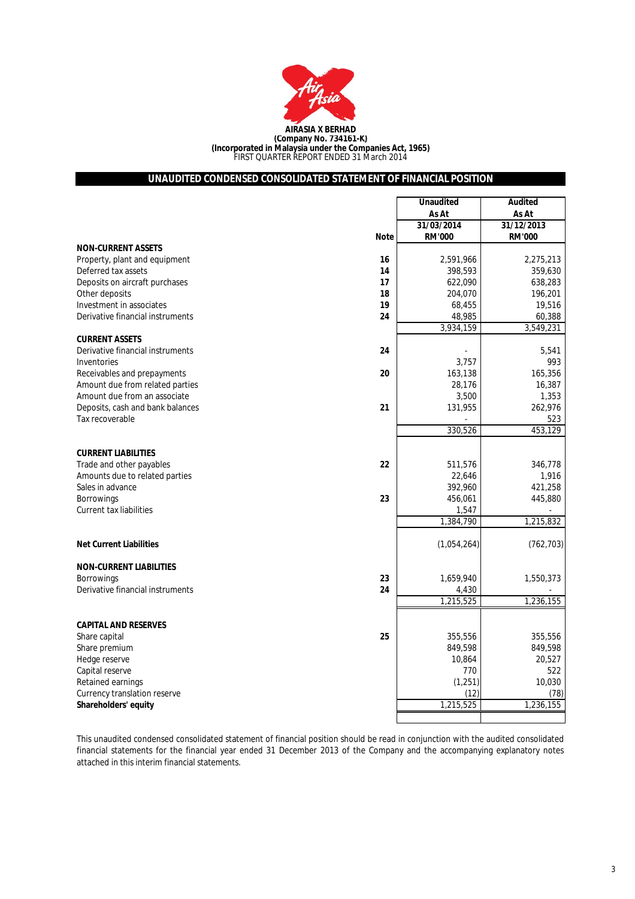**AIRASIA X BERHAD**
**(Company No. 734161-K)**
**(Incorporated in Malaysia under the Companies Act, 1965)**
FIRST QUARTER REPORT ENDED 31 March 2014

## UNAUDITED CONDENSED CONSOLIDATED STATEMENT OF FINANCIAL POSITION

| | Note | Unaudited As At 31/03/2014 RM'000 | Audited As At 31/12/2013 RM'000 |
|---|---|---|---|
| **NON-CURRENT ASSETS** | | | |
| Property, plant and equipment | 16 | 2,591,966 | 2,275,213 |
| Deferred tax assets | 14 | 398,593 | 359,630 |
| Deposits on aircraft purchases | 17 | 622,090 | 638,283 |
| Other deposits | 18 | 204,070 | 196,201 |
| Investment in associates | 19 | 68,455 | 19,516 |
| Derivative financial instruments | 24 | 48,985 | 60,388 |
| | | 3,934,159 | 3,549,231 |
| **CURRENT ASSETS** | | | |
| Derivative financial instruments | 24 | - | 5,541 |
| Inventories | | 3,757 | 993 |
| Receivables and prepayments | 20 | 163,138 | 165,356 |
| Amount due from related parties | | 28,176 | 16,387 |
| Amount due from an associate | | 3,500 | 1,353 |
| Deposits, cash and bank balances | 21 | 131,955 | 262,976 |
| Tax recoverable | | - | 523 |
| | | 330,526 | 453,129 |
| **CURRENT LIABILITIES** | | | |
| Trade and other payables | 22 | 511,576 | 346,778 |
| Amounts due to related parties | | 22,646 | 1,916 |
| Sales in advance | | 392,960 | 421,258 |
| Borrowings | 23 | 456,061 | 445,880 |
| Current tax liabilities | | 1,547 | - |
| | | 1,384,790 | 1,215,832 |
| **Net Current Liabilities** | | (1,054,264) | (762,703) |
| **NON-CURRENT LIABILITIES** | | | |
| Borrowings | 23 | 1,659,940 | 1,550,373 |
| Derivative financial instruments | 24 | 4,430 | - |
| | | 1,215,525 | 1,236,155 |
| **CAPITAL AND RESERVES** | | | |
| Share capital | 25 | 355,556 | 355,556 |
| Share premium | | 849,598 | 849,598 |
| Hedge reserve | | 10,864 | 20,527 |
| Capital reserve | | 770 | 522 |
| Retained earnings | | (1,251) | 10,030 |
| Currency translation reserve | | (12) | (78) |
| **Shareholders' equity** | | 1,215,525 | 1,236,155 |

This unaudited condensed consolidated statement of financial position should be read in conjunction with the audited consolidated financial statements for the financial year ended 31 December 2013 of the Company and the accompanying explanatory notes attached in this interim financial statements.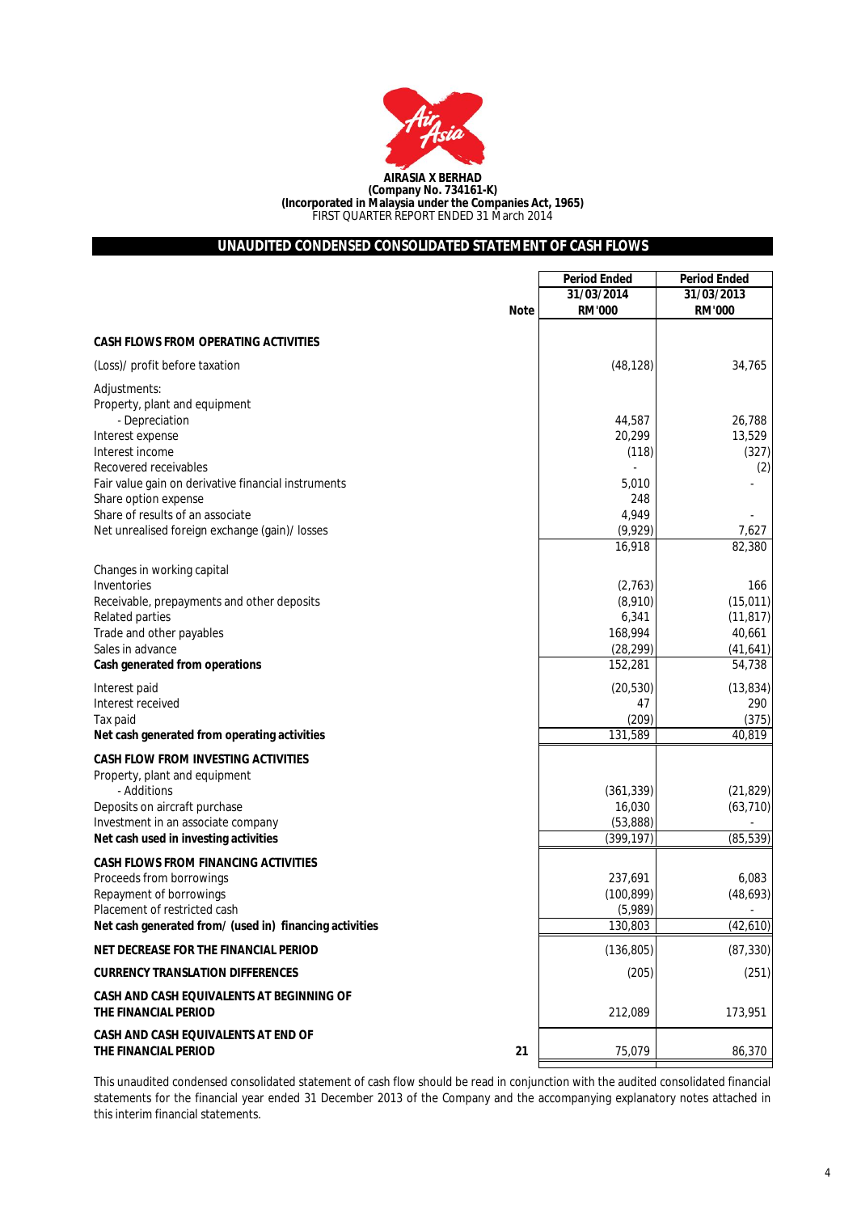**AIRASIA X BERHAD**
**(Company No. 734161-K)**
**(Incorporated in Malaysia under the Companies Act, 1965)**
FIRST QUARTER REPORT ENDED 31 March 2014

## UNAUDITED CONDENSED CONSOLIDATED STATEMENT OF CASH FLOWS

| | Note | Period Ended 31/03/2014 RM'000 | Period Ended 31/03/2013 RM'000 |
|---|---|---|---|
| **CASH FLOWS FROM OPERATING ACTIVITIES** | | | |
| (Loss)/ profit before taxation | | (48,128) | 34,765 |
| Adjustments: | | | |
| Property, plant and equipment | | | |
| - Depreciation | | 44,587 | 26,788 |
| Interest expense | | 20,299 | 13,529 |
| Interest income | | (118) | (327) |
| Recovered receivables | | - | (2) |
| Fair value gain on derivative financial instruments | | 5,010 | - |
| Share option expense | | 248 | |
| Share of results of an associate | | 4,949 | - |
| Net unrealised foreign exchange (gain)/ losses | | (9,929) | 7,627 |
| | | 16,918 | 82,380 |
| Changes in working capital | | | |
| Inventories | | (2,763) | 166 |
| Receivable, prepayments and other deposits | | (8,910) | (15,011) |
| Related parties | | 6,341 | (11,817) |
| Trade and other payables | | 168,994 | 40,661 |
| Sales in advance | | (28,299) | (41,641) |
| **Cash generated from operations** | | 152,281 | 54,738 |
| Interest paid | | (20,530) | (13,834) |
| Interest received | | 47 | 290 |
| Tax paid | | (209) | (375) |
| **Net cash generated from operating activities** | | 131,589 | 40,819 |
| **CASH FLOW FROM INVESTING ACTIVITIES** | | | |
| Property, plant and equipment | | | |
| - Additions | | (361,339) | (21,829) |
| Deposits on aircraft purchase | | 16,030 | (63,710) |
| Investment in an associate company | | (53,888) | - |
| **Net cash used in investing activities** | | (399,197) | (85,539) |
| **CASH FLOWS FROM FINANCING ACTIVITIES** | | | |
| Proceeds from borrowings | | 237,691 | 6,083 |
| Repayment of borrowings | | (100,899) | (48,693) |
| Placement of restricted cash | | (5,989) | - |
| **Net cash generated from/ (used in) financing activities** | | 130,803 | (42,610) |
| **NET DECREASE FOR THE FINANCIAL PERIOD** | | (136,805) | (87,330) |
| **CURRENCY TRANSLATION DIFFERENCES** | | (205) | (251) |
| **CASH AND CASH EQUIVALENTS AT BEGINNING OF THE FINANCIAL PERIOD** | | 212,089 | 173,951 |
| **CASH AND CASH EQUIVALENTS AT END OF THE FINANCIAL PERIOD** | 21 | 75,079 | 86,370 |

This unaudited condensed consolidated statement of cash flow should be read in conjunction with the audited consolidated financial statements for the financial year ended 31 December 2013 of the Company and the accompanying explanatory notes attached in this interim financial statements.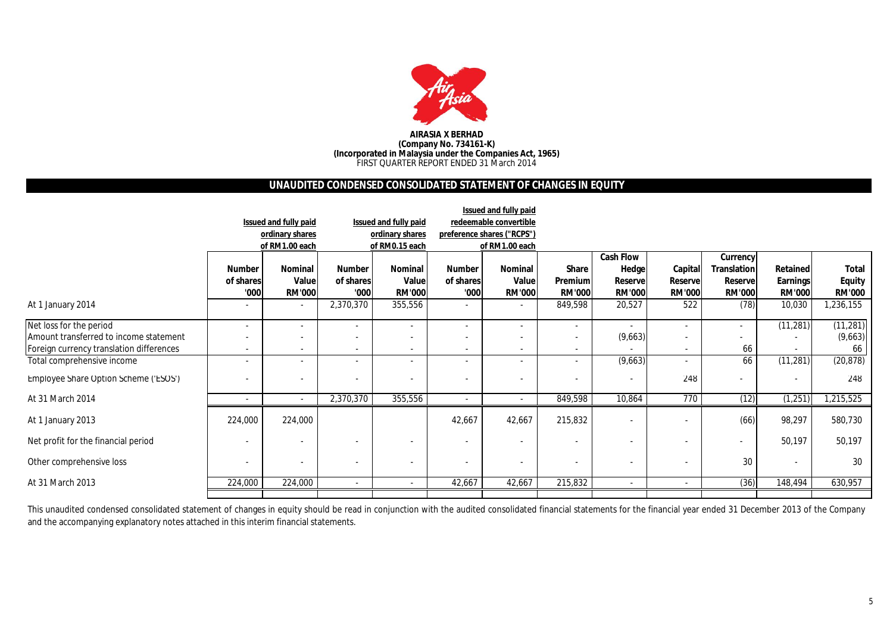**AIRASIA X BERHAD**
**(Company No. 734161-K)**
**(Incorporated in Malaysia under the Companies Act, 1965)**
FIRST QUARTER REPORT ENDED 31 March 2014

## UNAUDITED CONDENSED CONSOLIDATED STATEMENT OF CHANGES IN EQUITY

| | Issued and fully paid ordinary shares of RM1.00 each | | Issued and fully paid ordinary shares of RM0.15 each | | Issued and fully paid redeemable convertible preference shares ("RCPS") of RM1.00 each | | | | | | | |
|---|---|---|---|---|---|---|---|---|---|---|---|---|
| | Number of shares '000 | Nominal Value RM'000 | Number of shares '000 | Nominal Value RM'000 | Number of shares '000 | Nominal Value RM'000 | Share Premium RM'000 | Cash Flow Hedge Reserve RM'000 | Capital Reserve RM'000 | Currency Translation Reserve RM'000 | Retained Earnings RM'000 | Total Equity RM'000 |
| At 1 January 2014 | - | - | 2,370,370 | 355,556 | - | - | 849,598 | 20,527 | 522 | (78) | 10,030 | 1,236,155 |
| Net loss for the period | - | - | - | - | - | - | - | - | - | - | (11,281) | (11,281) |
| Amount transferred to income statement | - | - | - | - | - | - | - | (9,663) | - | - | - | (9,663) |
| Foreign currency translation differences | - | - | - | - | - | - | - | - | - | 66 | - | 66 |
| Total comprehensive income | - | - | - | - | - | - | - | (9,663) | - | 66 | (11,281) | (20,878) |
| Employee Share Option Scheme ('ESOS') | - | - | - | - | - | - | - | - | 248 | - | - | 248 |
| At 31 March 2014 | - | - | 2,370,370 | 355,556 | - | - | 849,598 | 10,864 | 770 | (12) | (1,251) | 1,215,525 |
| At 1 January 2013 | 224,000 | 224,000 | | | 42,667 | 42,667 | 215,832 | - | - | (66) | 98,297 | 580,730 |
| Net profit for the financial period | - | - | - | - | - | - | - | - | - | - | 50,197 | 50,197 |
| Other comprehensive loss | - | - | - | - | - | - | - | - | - | 30 | - | 30 |
| At 31 March 2013 | 224,000 | 224,000 | - | - | 42,667 | 42,667 | 215,832 | - | - | (36) | 148,494 | 630,957 |

This unaudited condensed consolidated statement of changes in equity should be read in conjunction with the audited consolidated financial statements for the financial year ended 31 December 2013 of the Company and the accompanying explanatory notes attached in this interim financial statements.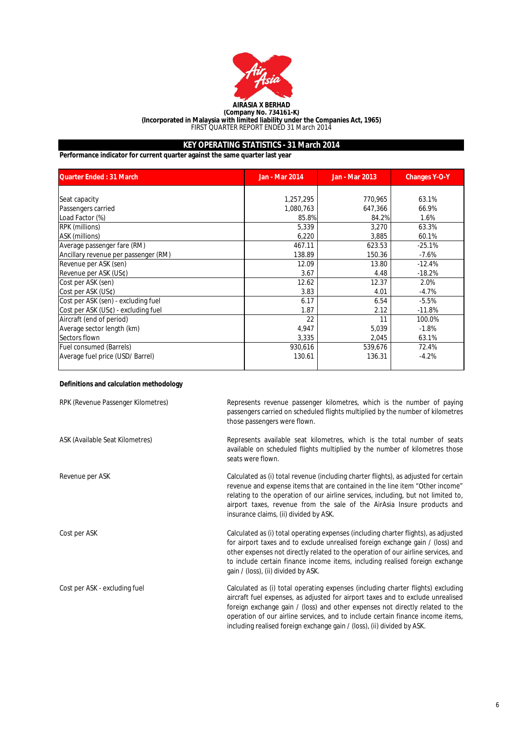**AIRASIA X BERHAD**
**(Company No. 734161-K)**
**(Incorporated in Malaysia with limited liability under the Companies Act, 1965)**
FIRST QUARTER REPORT ENDED 31 March 2014

## KEY OPERATING STATISTICS - 31 March 2014

**Performance indicator for current quarter against the same quarter last year**

| Quarter Ended : 31 March | Jan - Mar 2014 | Jan - Mar 2013 | Changes Y-O-Y |
|---|---|---|---|
| Seat capacity | 1,257,295 | 770,965 | 63.1% |
| Passengers carried | 1,080,763 | 647,366 | 66.9% |
| Load Factor (%) | 85.8% | 84.2% | 1.6% |
| RPK (millions) | 5,339 | 3,270 | 63.3% |
| ASK (millions) | 6,220 | 3,885 | 60.1% |
| Average passenger fare (RM) | 467.11 | 623.53 | -25.1% |
| Ancillary revenue per passenger (RM) | 138.89 | 150.36 | -7.6% |
| Revenue per ASK (sen) | 12.09 | 13.80 | -12.4% |
| Revenue per ASK (US¢) | 3.67 | 4.48 | -18.2% |
| Cost per ASK (sen) | 12.62 | 12.37 | 2.0% |
| Cost per ASK (US¢) | 3.83 | 4.01 | -4.7% |
| Cost per ASK (sen) - excluding fuel | 6.17 | 6.54 | -5.5% |
| Cost per ASK (US¢) - excluding fuel | 1.87 | 2.12 | -11.8% |
| Aircraft (end of period) | 22 | 11 | 100.0% |
| Average sector length (km) | 4,947 | 5,039 | -1.8% |
| Sectors flown | 3,335 | 2,045 | 63.1% |
| Fuel consumed (Barrels) | 930,616 | 539,676 | 72.4% |
| Average fuel price (USD/ Barrel) | 130.61 | 136.31 | -4.2% |

**Definitions and calculation methodology**

| | |
|---|---|
| RPK (Revenue Passenger Kilometres) | Represents revenue passenger kilometres, which is the number of paying passengers carried on scheduled flights multiplied by the number of kilometres those passengers were flown. |
| ASK (Available Seat Kilometres) | Represents available seat kilometres, which is the total number of seats available on scheduled flights multiplied by the number of kilometres those seats were flown. |
| Revenue per ASK | Calculated as (i) total revenue (including charter flights), as adjusted for certain revenue and expense items that are contained in the line item "Other income" relating to the operation of our airline services, including, but not limited to, airport taxes, revenue from the sale of the AirAsia Insure products and insurance claims, (ii) divided by ASK. |
| Cost per ASK | Calculated as (i) total operating expenses (including charter flights), as adjusted for airport taxes and to exclude unrealised foreign exchange gain / (loss) and other expenses not directly related to the operation of our airline services, and to include certain finance income items, including realised foreign exchange gain / (loss), (ii) divided by ASK. |
| Cost per ASK - excluding fuel | Calculated as (i) total operating expenses (including charter flights) excluding aircraft fuel expenses, as adjusted for airport taxes and to exclude unrealised foreign exchange gain / (loss) and other expenses not directly related to the operation of our airline services, and to include certain finance income items, including realised foreign exchange gain / (loss), (ii) divided by ASK. |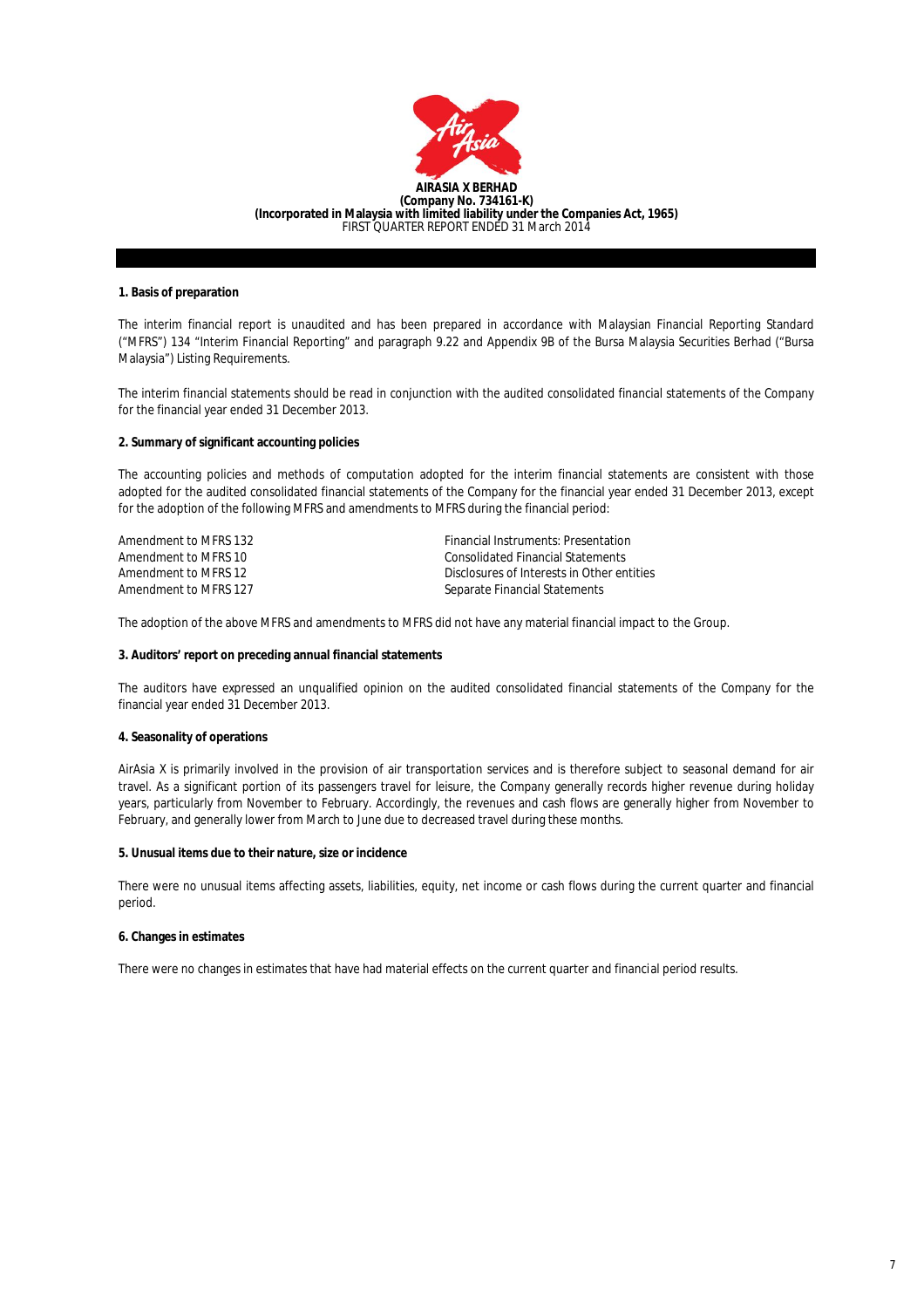**AIRASIA X BERHAD**
**(Company No. 734161-K)**
**(Incorporated in Malaysia with limited liability under the Companies Act, 1965)**
FIRST QUARTER REPORT ENDED 31 March 2014

**1. Basis of preparation**

The interim financial report is unaudited and has been prepared in accordance with Malaysian Financial Reporting Standard ("MFRS") 134 "Interim Financial Reporting" and paragraph 9.22 and Appendix 9B of the Bursa Malaysia Securities Berhad ("Bursa Malaysia") Listing Requirements.

The interim financial statements should be read in conjunction with the audited consolidated financial statements of the Company for the financial year ended 31 December 2013.

**2. Summary of significant accounting policies**

The accounting policies and methods of computation adopted for the interim financial statements are consistent with those adopted for the audited consolidated financial statements of the Company for the financial year ended 31 December 2013, except for the adoption of the following MFRS and amendments to MFRS during the financial period:

| | |
|---|---|
| Amendment to MFRS 132 | Financial Instruments: Presentation |
| Amendment to MFRS 10 | Consolidated Financial Statements |
| Amendment to MFRS 12 | Disclosures of Interests in Other entities |
| Amendment to MFRS 127 | Separate Financial Statements |

The adoption of the above MFRS and amendments to MFRS did not have any material financial impact to the Group.

**3. Auditors' report on preceding annual financial statements**

The auditors have expressed an unqualified opinion on the audited consolidated financial statements of the Company for the financial year ended 31 December 2013.

**4. Seasonality of operations**

AirAsia X is primarily involved in the provision of air transportation services and is therefore subject to seasonal demand for air travel. As a significant portion of its passengers travel for leisure, the Company generally records higher revenue during holiday years, particularly from November to February. Accordingly, the revenues and cash flows are generally higher from November to February, and generally lower from March to June due to decreased travel during these months.

**5. Unusual items due to their nature, size or incidence**

There were no unusual items affecting assets, liabilities, equity, net income or cash flows during the current quarter and financial period.

**6. Changes in estimates**

There were no changes in estimates that have had material effects on the current quarter and financial period results.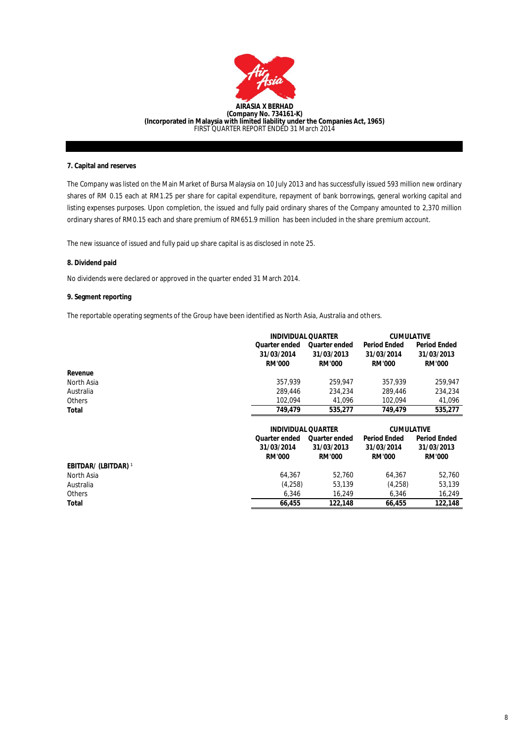### 7. Capital and reserves

The Company was listed on the Main Market of Bursa Malaysia on 10 July 2013 and has successfully issued 593 million new ordinary shares of RM 0.15 each at RM1.25 per share for capital expenditure, repayment of bank borrowings, general working capital and listing expenses purposes. Upon completion, the issued and fully paid ordinary shares of the Company amounted to 2,370 million ordinary shares of RM0.15 each and share premium of RM651.9 million has been included in the share premium account.

The new issuance of issued and fully paid up share capital is as disclosed in note 25.

### 8. Dividend paid

No dividends were declared or approved in the quarter ended 31 March 2014.

### 9. Segment reporting

The reportable operating segments of the Group have been identified as North Asia, Australia and others.

| | INDIVIDUAL QUARTER | | CUMULATIVE | |
|---|---|---|---|---|
| | Quarter ended 31/03/2014 RM'000 | Quarter ended 31/03/2013 RM'000 | Period Ended 31/03/2014 RM'000 | Period Ended 31/03/2013 RM'000 |
| **Revenue** | | | | |
| North Asia | 357,939 | 259,947 | 357,939 | 259,947 |
| Australia | 289,446 | 234,234 | 289,446 | 234,234 |
| Others | 102,094 | 41,096 | 102,094 | 41,096 |
| **Total** | **749,479** | **535,277** | **749,479** | **535,277** |

| | INDIVIDUAL QUARTER | | CUMULATIVE | |
|---|---|---|---|---|
| | Quarter ended 31/03/2014 RM'000 | Quarter ended 31/03/2013 RM'000 | Period Ended 31/03/2014 RM'000 | Period Ended 31/03/2013 RM'000 |
| **EBITDAR/ (LBITDAR)** [1] | | | | |
| North Asia | 64,367 | 52,760 | 64,367 | 52,760 |
| Australia | (4,258) | 53,139 | (4,258) | 53,139 |
| Others | 6,346 | 16,249 | 6,346 | 16,249 |
| **Total** | **66,455** | **122,148** | **66,455** | **122,148** |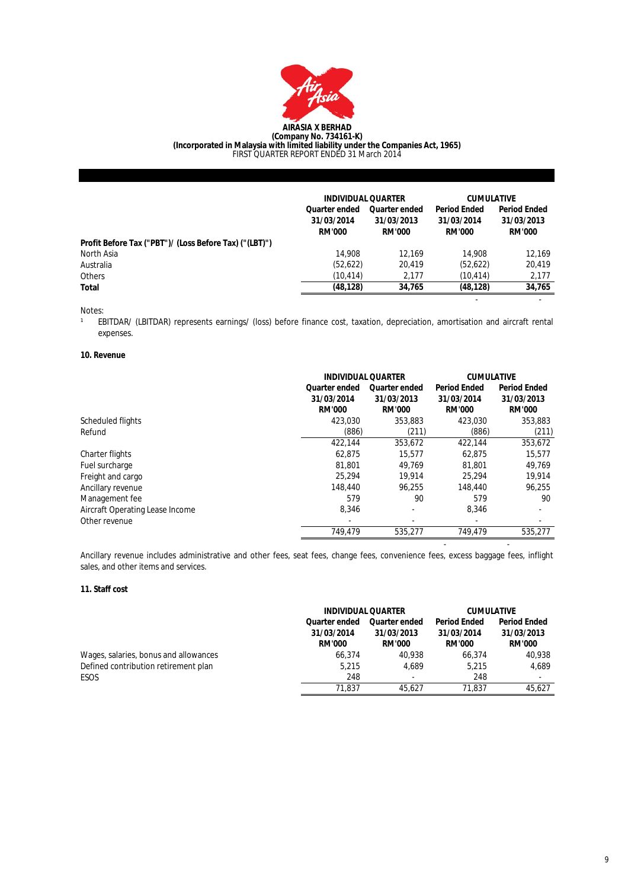**AIRASIA X BERHAD**
**(Company No. 734161-K)**
**(Incorporated in Malaysia with limited liability under the Companies Act, 1965)**
FIRST QUARTER REPORT ENDED 31 March 2014

| | INDIVIDUAL QUARTER | | CUMULATIVE | |
|---|---|---|---|---|
| | Quarter ended 31/03/2014 RM'000 | Quarter ended 31/03/2013 RM'000 | Period Ended 31/03/2014 RM'000 | Period Ended 31/03/2013 RM'000 |
| **Profit Before Tax ("PBT")/ (Loss Before Tax) ("LBT")** | | | | |
| North Asia | 14,908 | 12,169 | 14,908 | 12,169 |
| Australia | (52,622) | 20,419 | (52,622) | 20,419 |
| Others | (10,414) | 2,177 | (10,414) | 2,177 |
| **Total** | **(48,128)** | **34,765** | **(48,128)** | **34,765** |

Notes:

[1] EBITDAR/ (LBITDAR) represents earnings/ (loss) before finance cost, taxation, depreciation, amortisation and aircraft rental expenses.

**10. Revenue**

| | INDIVIDUAL QUARTER | | CUMULATIVE | |
|---|---|---|---|---|
| | Quarter ended 31/03/2014 RM'000 | Quarter ended 31/03/2013 RM'000 | Period Ended 31/03/2014 RM'000 | Period Ended 31/03/2013 RM'000 |
| Scheduled flights | 423,030 | 353,883 | 423,030 | 353,883 |
| Refund | (886) | (211) | (886) | (211) |
| | 422,144 | 353,672 | 422,144 | 353,672 |
| Charter flights | 62,875 | 15,577 | 62,875 | 15,577 |
| Fuel surcharge | 81,801 | 49,769 | 81,801 | 49,769 |
| Freight and cargo | 25,294 | 19,914 | 25,294 | 19,914 |
| Ancillary revenue | 148,440 | 96,255 | 148,440 | 96,255 |
| Management fee | 579 | 90 | 579 | 90 |
| Aircraft Operating Lease Income | 8,346 | - | 8,346 | - |
| Other revenue | - | - | - | - |
| | 749,479 | 535,277 | 749,479 | 535,277 |

Ancillary revenue includes administrative and other fees, seat fees, change fees, convenience fees, excess baggage fees, inflight sales, and other items and services.

**11. Staff cost**

| | INDIVIDUAL QUARTER | | CUMULATIVE | |
|---|---|---|---|---|
| | Quarter ended 31/03/2014 RM'000 | Quarter ended 31/03/2013 RM'000 | Period Ended 31/03/2014 RM'000 | Period Ended 31/03/2013 RM'000 |
| Wages, salaries, bonus and allowances | 66,374 | 40,938 | 66,374 | 40,938 |
| Defined contribution retirement plan | 5,215 | 4,689 | 5,215 | 4,689 |
| ESOS | 248 | - | 248 | - |
| | 71,837 | 45,627 | 71,837 | 45,627 |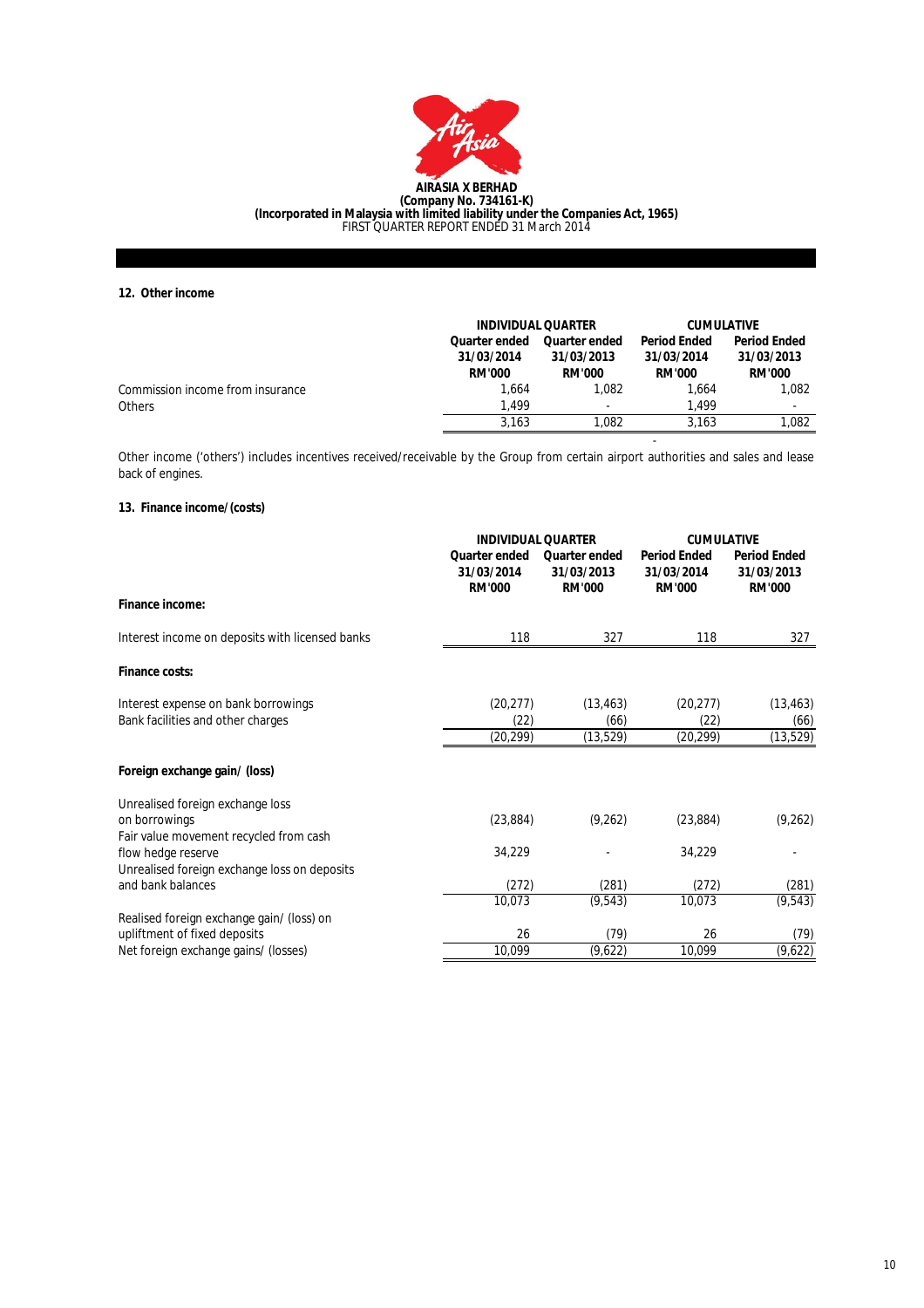**AIRASIA X BERHAD**
**(Company No. 734161-K)**
**(Incorporated in Malaysia with limited liability under the Companies Act, 1965)**
FIRST QUARTER REPORT ENDED 31 March 2014

**12. Other income**

| | INDIVIDUAL QUARTER | | CUMULATIVE | |
|---|---|---|---|---|
| | Quarter ended 31/03/2014 RM'000 | Quarter ended 31/03/2013 RM'000 | Period Ended 31/03/2014 RM'000 | Period Ended 31/03/2013 RM'000 |
| Commission income from insurance | 1,664 | 1,082 | 1,664 | 1,082 |
| Others | 1,499 | - | 1,499 | - |
| | 3,163 | 1,082 | 3,163 | 1,082 |

Other income ('others') includes incentives received/receivable by the Group from certain airport authorities and sales and lease back of engines.

**13. Finance income/ (costs)**

| | INDIVIDUAL QUARTER | | CUMULATIVE | |
|---|---|---|---|---|
| | Quarter ended 31/03/2014 RM'000 | Quarter ended 31/03/2013 RM'000 | Period Ended 31/03/2014 RM'000 | Period Ended 31/03/2013 RM'000 |
| **Finance income:** | | | | |
| Interest income on deposits with licensed banks | 118 | 327 | 118 | 327 |
| **Finance costs:** | | | | |
| Interest expense on bank borrowings | (20,277) | (13,463) | (20,277) | (13,463) |
| Bank facilities and other charges | (22) | (66) | (22) | (66) |
| | (20,299) | (13,529) | (20,299) | (13,529) |
| **Foreign exchange gain/ (loss)** | | | | |
| Unrealised foreign exchange loss on borrowings | (23,884) | (9,262) | (23,884) | (9,262) |
| Fair value movement recycled from cash flow hedge reserve | 34,229 | - | 34,229 | - |
| Unrealised foreign exchange loss on deposits and bank balances | (272) | (281) | (272) | (281) |
| | 10,073 | (9,543) | 10,073 | (9,543) |
| Realised foreign exchange gain/ (loss) on upliftment of fixed deposits | 26 | (79) | 26 | (79) |
| Net foreign exchange gains/ (losses) | 10,099 | (9,622) | 10,099 | (9,622) |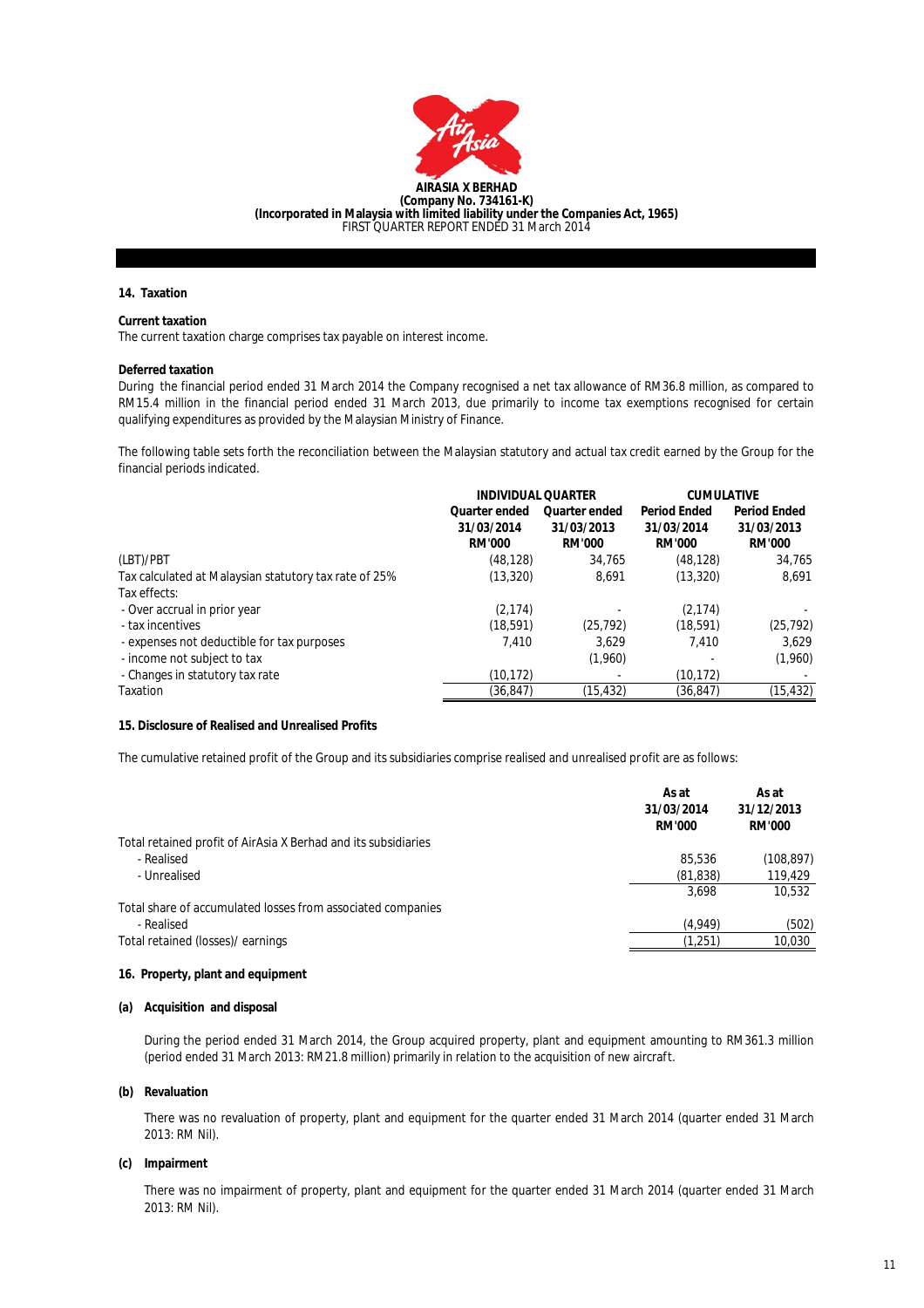### 14. Taxation

**Current taxation**

The current taxation charge comprises tax payable on interest income.

**Deferred taxation**

During the financial period ended 31 March 2014 the Company recognised a net tax allowance of RM36.8 million, as compared to RM15.4 million in the financial period ended 31 March 2013, due primarily to income tax exemptions recognised for certain qualifying expenditures as provided by the Malaysian Ministry of Finance.

The following table sets forth the reconciliation between the Malaysian statutory and actual tax credit earned by the Group for the financial periods indicated.

| | INDIVIDUAL QUARTER | | CUMULATIVE | |
|---|---|---|---|---|
| | Quarter ended 31/03/2014 RM'000 | Quarter ended 31/03/2013 RM'000 | Period Ended 31/03/2014 RM'000 | Period Ended 31/03/2013 RM'000 |
| (LBT)/PBT | (48,128) | 34,765 | (48,128) | 34,765 |
| Tax calculated at Malaysian statutory tax rate of 25% | (13,320) | 8,691 | (13,320) | 8,691 |
| Tax effects: | | | | |
| - Over accrual in prior year | (2,174) | - | (2,174) | - |
| - tax incentives | (18,591) | (25,792) | (18,591) | (25,792) |
| - expenses not deductible for tax purposes | 7,410 | 3,629 | 7,410 | 3,629 |
| - income not subject to tax | | (1,960) | - | (1,960) |
| - Changes in statutory tax rate | (10,172) | - | (10,172) | - |
| Taxation | (36,847) | (15,432) | (36,847) | (15,432) |

### 15. Disclosure of Realised and Unrealised Profits

The cumulative retained profit of the Group and its subsidiaries comprise realised and unrealised profit are as follows:

| | As at 31/03/2014 RM'000 | As at 31/12/2013 RM'000 |
|---|---|---|
| Total retained profit of AirAsia X Berhad and its subsidiaries | | |
| - Realised | 85,536 | (108,897) |
| - Unrealised | (81,838) | 119,429 |
| | 3,698 | 10,532 |
| Total share of accumulated losses from associated companies | | |
| - Realised | (4,949) | (502) |
| Total retained (losses)/ earnings | (1,251) | 10,030 |

### 16. Property, plant and equipment

**(a) Acquisition and disposal**

During the period ended 31 March 2014, the Group acquired property, plant and equipment amounting to RM361.3 million (period ended 31 March 2013: RM21.8 million) primarily in relation to the acquisition of new aircraft.

**(b) Revaluation**

There was no revaluation of property, plant and equipment for the quarter ended 31 March 2014 (quarter ended 31 March 2013: RM Nil).

**(c) Impairment**

There was no impairment of property, plant and equipment for the quarter ended 31 March 2014 (quarter ended 31 March 2013: RM Nil).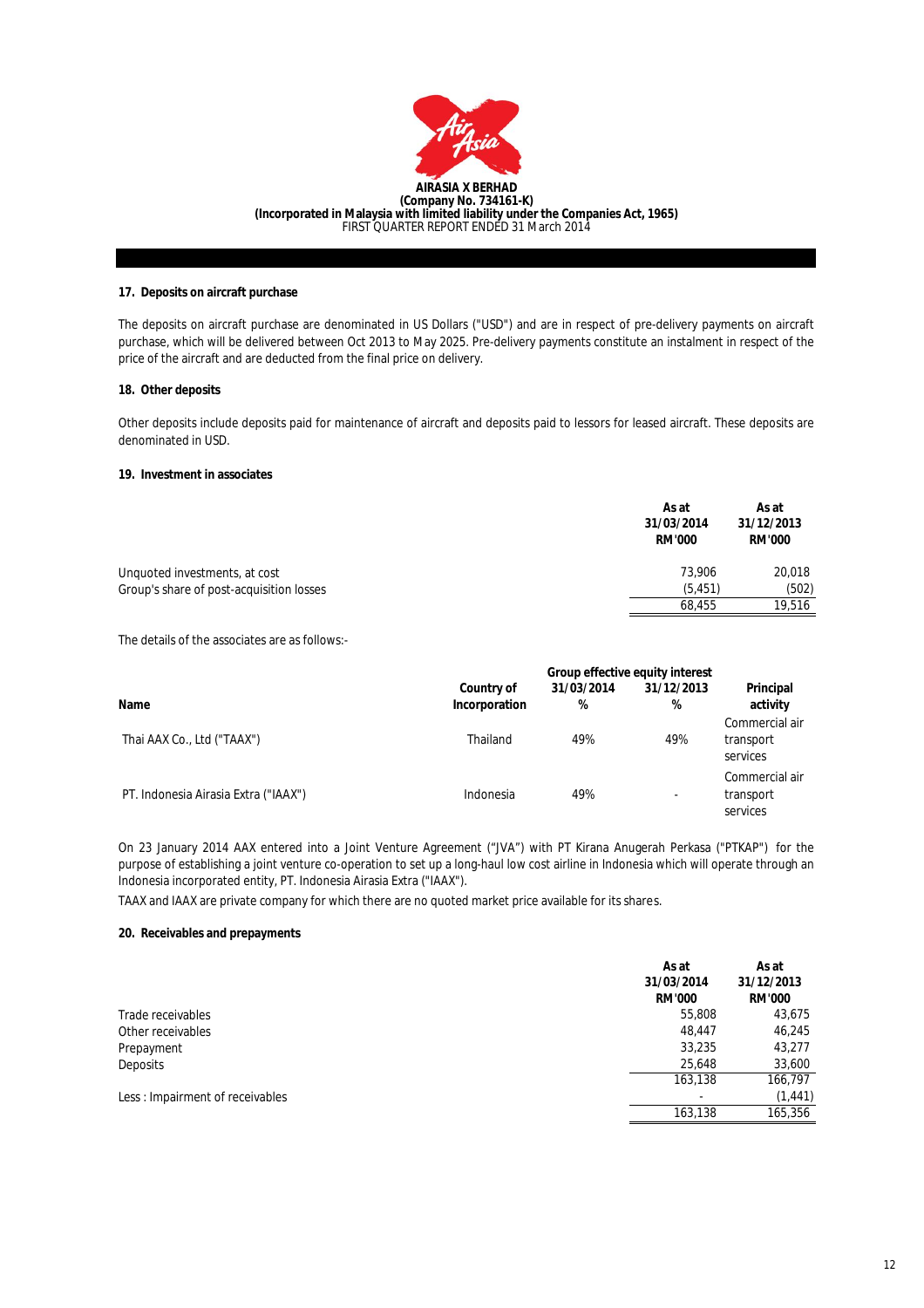## 17. Deposits on aircraft purchase

The deposits on aircraft purchase are denominated in US Dollars ("USD") and are in respect of pre-delivery payments on aircraft purchase, which will be delivered between Oct 2013 to May 2025. Pre-delivery payments constitute an instalment in respect of the price of the aircraft and are deducted from the final price on delivery.

## 18. Other deposits

Other deposits include deposits paid for maintenance of aircraft and deposits paid to lessors for leased aircraft. These deposits are denominated in USD.

## 19. Investment in associates

| | As at 31/03/2014 RM'000 | As at 31/12/2013 RM'000 |
|---|---|---|
| Unquoted investments, at cost | 73,906 | 20,018 |
| Group's share of post-acquisition losses | (5,451) | (502) |
| | 68,455 | 19,516 |

The details of the associates are as follows:-

| Name | Country of Incorporation | Group effective equity interest 31/03/2014 % | Group effective equity interest 31/12/2013 % | Principal activity |
|---|---|---|---|---|
| Thai AAX Co., Ltd ("TAAX") | Thailand | 49% | 49% | Commercial air transport services |
| PT. Indonesia Airasia Extra ("IAAX") | Indonesia | 49% | - | Commercial air transport services |

On 23 January 2014 AAX entered into a Joint Venture Agreement ("JVA") with PT Kirana Anugerah Perkasa ("PTKAP") for the purpose of establishing a joint venture co-operation to set up a long-haul low cost airline in Indonesia which will operate through an Indonesia incorporated entity, PT. Indonesia Airasia Extra ("IAAX").

TAAX and IAAX are private company for which there are no quoted market price available for its shares.

## 20. Receivables and prepayments

| | As at 31/03/2014 RM'000 | As at 31/12/2013 RM'000 |
|---|---|---|
| Trade receivables | 55,808 | 43,675 |
| Other receivables | 48,447 | 46,245 |
| Prepayment | 33,235 | 43,277 |
| Deposits | 25,648 | 33,600 |
| | 163,138 | 166,797 |
| Less : Impairment of receivables | - | (1,441) |
| | 163,138 | 165,356 |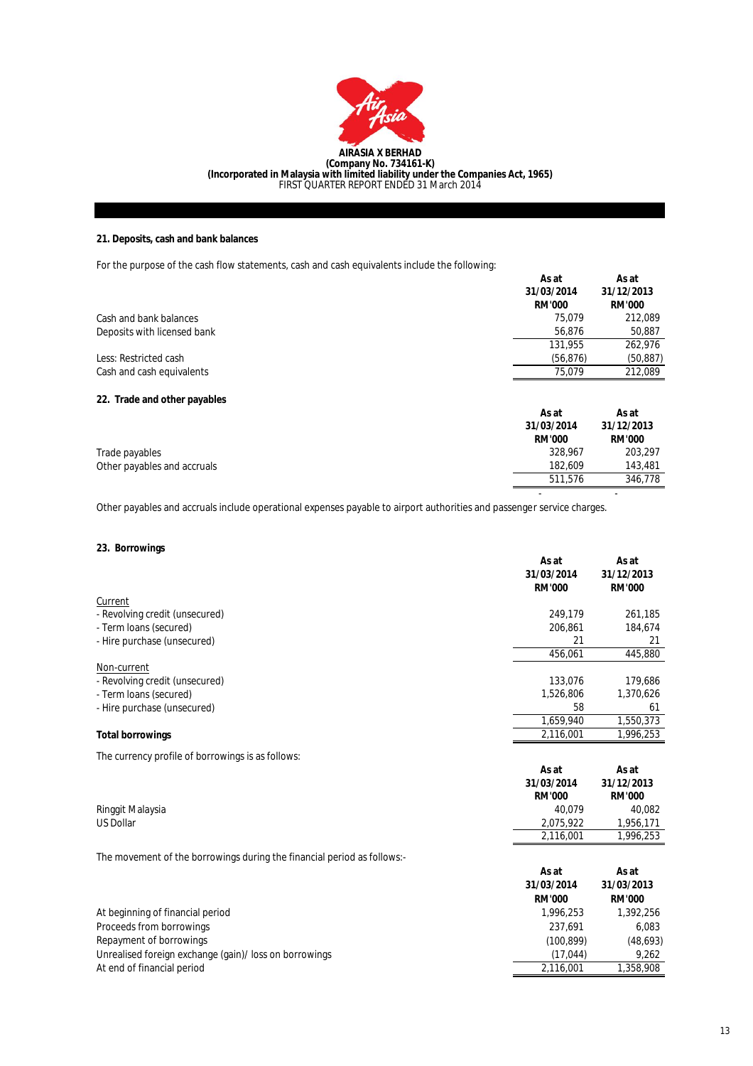**AIRASIA X BERHAD**
**(Company No. 734161-K)**
**(Incorporated in Malaysia with limited liability under the Companies Act, 1965)**
FIRST QUARTER REPORT ENDED 31 March 2014

## 21. Deposits, cash and bank balances

For the purpose of the cash flow statements, cash and cash equivalents include the following:

| | As at 31/03/2014 RM'000 | As at 31/12/2013 RM'000 |
|---|---|---|
| Cash and bank balances | 75,079 | 212,089 |
| Deposits with licensed bank | 56,876 | 50,887 |
| | 131,955 | 262,976 |
| Less: Restricted cash | (56,876) | (50,887) |
| Cash and cash equivalents | 75,079 | 212,089 |

## 22. Trade and other payables

| | As at 31/03/2014 RM'000 | As at 31/12/2013 RM'000 |
|---|---|---|
| Trade payables | 328,967 | 203,297 |
| Other payables and accruals | 182,609 | 143,481 |
| | 511,576 | 346,778 |
| | - | - |

Other payables and accruals include operational expenses payable to airport authorities and passenger service charges.

## 23. Borrowings

| | As at 31/03/2014 RM'000 | As at 31/12/2013 RM'000 |
|---|---|---|
| Current | | |
| - Revolving credit (unsecured) | 249,179 | 261,185 |
| - Term loans (secured) | 206,861 | 184,674 |
| - Hire purchase (unsecured) | 21 | 21 |
| | 456,061 | 445,880 |
| Non-current | | |
| - Revolving credit (unsecured) | 133,076 | 179,686 |
| - Term loans (secured) | 1,526,806 | 1,370,626 |
| - Hire purchase (unsecured) | 58 | 61 |
| | 1,659,940 | 1,550,373 |
| **Total borrowings** | 2,116,001 | 1,996,253 |

The currency profile of borrowings is as follows:

| | As at 31/03/2014 RM'000 | As at 31/12/2013 RM'000 |
|---|---|---|
| Ringgit Malaysia | 40,079 | 40,082 |
| US Dollar | 2,075,922 | 1,956,171 |
| | 2,116,001 | 1,996,253 |

The movement of the borrowings during the financial period as follows:-

| | As at 31/03/2014 RM'000 | As at 31/03/2013 RM'000 |
|---|---|---|
| At beginning of financial period | 1,996,253 | 1,392,256 |
| Proceeds from borrowings | 237,691 | 6,083 |
| Repayment of borrowings | (100,899) | (48,693) |
| Unrealised foreign exchange (gain)/ loss on borrowings | (17,044) | 9,262 |
| At end of financial period | 2,116,001 | 1,358,908 |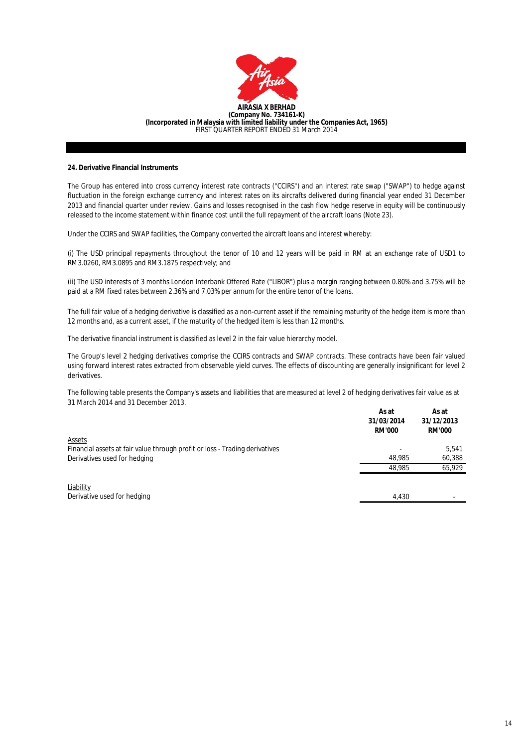## 24. Derivative Financial Instruments

The Group has entered into cross currency interest rate contracts ("CCIRS") and an interest rate swap ("SWAP") to hedge against fluctuation in the foreign exchange currency and interest rates on its aircrafts delivered during financial year ended 31 December 2013 and financial quarter under review. Gains and losses recognised in the cash flow hedge reserve in equity will be continuously released to the income statement within finance cost until the full repayment of the aircraft loans (Note 23).

Under the CCIRS and SWAP facilities, the Company converted the aircraft loans and interest whereby:

(i) The USD principal repayments throughout the tenor of 10 and 12 years will be paid in RM at an exchange rate of USD1 to RM3.0260, RM3.0895 and RM3.1875 respectively; and

(ii) The USD interests of 3 months London Interbank Offered Rate ("LIBOR") plus a margin ranging between 0.80% and 3.75% will be paid at a RM fixed rates between 2.36% and 7.03% per annum for the entire tenor of the loans.

The full fair value of a hedging derivative is classified as a non-current asset if the remaining maturity of the hedge item is more than 12 months and, as a current asset, if the maturity of the hedged item is less than 12 months.

The derivative financial instrument is classified as level 2 in the fair value hierarchy model.

The Group's level 2 hedging derivatives comprise the CCIRS contracts and SWAP contracts. These contracts have been fair valued using forward interest rates extracted from observable yield curves. The effects of discounting are generally insignificant for level 2 derivatives.

The following table presents the Company's assets and liabilities that are measured at level 2 of hedging derivatives fair value as at 31 March 2014 and 31 December 2013.

| | As at 31/03/2014 RM'000 | As at 31/12/2013 RM'000 |
|---|---|---|
| Assets | | |
| Financial assets at fair value through profit or loss - Trading derivatives | - | 5,541 |
| Derivatives used for hedging | 48,985 | 60,388 |
| | 48,985 | 65,929 |
| Liability | | |
| Derivative used for hedging | 4,430 | - |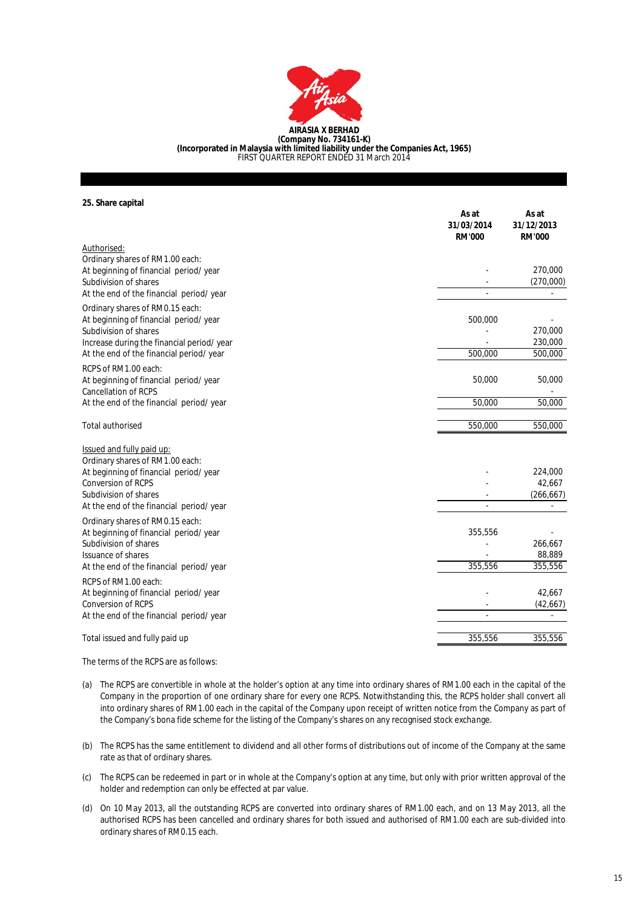**AIRASIA X BERHAD**
**(Company No. 734161-K)**
**(Incorporated in Malaysia with limited liability under the Companies Act, 1965)**
FIRST QUARTER REPORT ENDED 31 March 2014

**25. Share capital**

| | As at 31/03/2014 RM'000 | As at 31/12/2013 RM'000 |
|---|---|---|
| Authorised: | | |
| Ordinary shares of RM1.00 each: | | |
| At beginning of financial period/ year | - | 270,000 |
| Subdivision of shares | - | (270,000) |
| At the end of the financial period/ year | - | - |
| Ordinary shares of RM0.15 each: | | |
| At beginning of financial period/ year | 500,000 | - |
| Subdivision of shares | - | 270,000 |
| Increase during the financial period/ year | - | 230,000 |
| At the end of the financial period/ year | 500,000 | 500,000 |
| RCPS of RM1.00 each: | | |
| At beginning of financial period/ year | 50,000 | 50,000 |
| Cancellation of RCPS | | - |
| At the end of the financial period/ year | 50,000 | 50,000 |
| Total authorised | 550,000 | 550,000 |
| Issued and fully paid up: | | |
| Ordinary shares of RM1.00 each: | | |
| At beginning of financial period/ year | - | 224,000 |
| Conversion of RCPS | - | 42,667 |
| Subdivision of shares | - | (266,667) |
| At the end of the financial period/ year | - | - |
| Ordinary shares of RM0.15 each: | | |
| At beginning of financial period/ year | 355,556 | - |
| Subdivision of shares | - | 266,667 |
| Issuance of shares | - | 88,889 |
| At the end of the financial period/ year | 355,556 | 355,556 |
| RCPS of RM1.00 each: | | |
| At beginning of financial period/ year | - | 42,667 |
| Conversion of RCPS | - | (42,667) |
| At the end of the financial period/ year | - | - |
| Total issued and fully paid up | 355,556 | 355,556 |

The terms of the RCPS are as follows:

(a) The RCPS are convertible in whole at the holder's option at any time into ordinary shares of RM1.00 each in the capital of the Company in the proportion of one ordinary share for every one RCPS. Notwithstanding this, the RCPS holder shall convert all into ordinary shares of RM1.00 each in the capital of the Company upon receipt of written notice from the Company as part of the Company's bona fide scheme for the listing of the Company's shares on any recognised stock exchange.

(b) The RCPS has the same entitlement to dividend and all other forms of distributions out of income of the Company at the same rate as that of ordinary shares.

(c) The RCPS can be redeemed in part or in whole at the Company's option at any time, but only with prior written approval of the holder and redemption can only be effected at par value.

(d) On 10 May 2013, all the outstanding RCPS are converted into ordinary shares of RM1.00 each, and on 13 May 2013, all the authorised RCPS has been cancelled and ordinary shares for both issued and authorised of RM1.00 each are sub-divided into ordinary shares of RM0.15 each.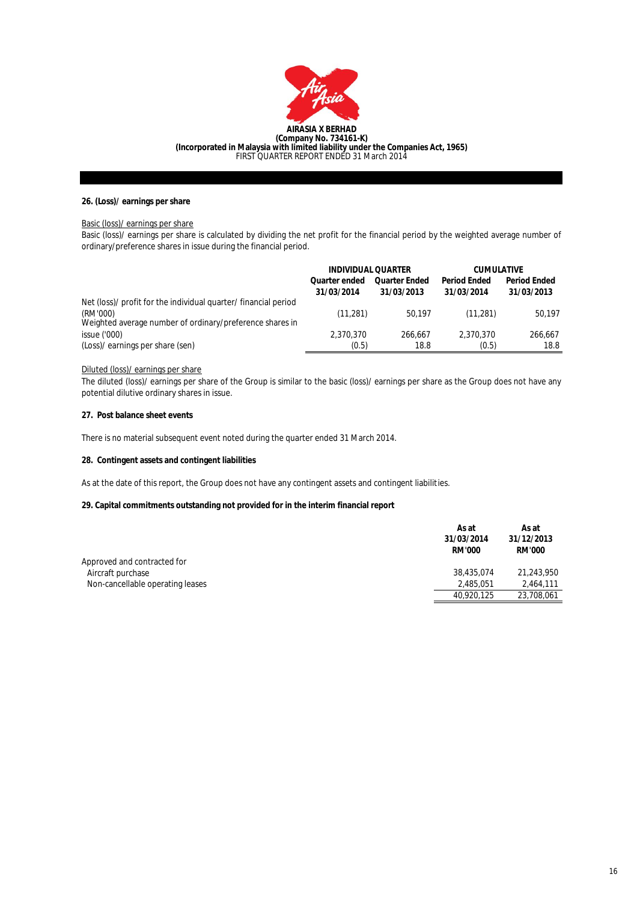**AIRASIA X BERHAD**
**(Company No. 734161-K)**
**(Incorporated in Malaysia with limited liability under the Companies Act, 1965)**
FIRST QUARTER REPORT ENDED 31 March 2014

### 26. (Loss)/ earnings per share

Basic (loss)/ earnings per share

Basic (loss)/ earnings per share is calculated by dividing the net profit for the financial period by the weighted average number of ordinary/preference shares in issue during the financial period.

| | INDIVIDUAL QUARTER | | CUMULATIVE | |
|---|---|---|---|---|
| | Quarter ended 31/03/2014 | Quarter Ended 31/03/2013 | Period Ended 31/03/2014 | Period Ended 31/03/2013 |
| Net (loss)/ profit for the individual quarter/ financial period (RM'000) | (11,281) | 50,197 | (11,281) | 50,197 |
| Weighted average number of ordinary/preference shares in issue ('000) | 2,370,370 | 266,667 | 2,370,370 | 266,667 |
| (Loss)/ earnings per share (sen) | (0.5) | 18.8 | (0.5) | 18.8 |

Diluted (loss)/ earnings per share

The diluted (loss)/ earnings per share of the Group is similar to the basic (loss)/ earnings per share as the Group does not have any potential dilutive ordinary shares in issue.

### 27. Post balance sheet events

There is no material subsequent event noted during the quarter ended 31 March 2014.

### 28. Contingent assets and contingent liabilities

As at the date of this report, the Group does not have any contingent assets and contingent liabilities.

### 29. Capital commitments outstanding not provided for in the interim financial report

| | As at 31/03/2014 RM'000 | As at 31/12/2013 RM'000 |
|---|---|---|
| Approved and contracted for | | |
| Aircraft purchase | 38,435,074 | 21,243,950 |
| Non-cancellable operating leases | 2,485,051 | 2,464,111 |
| | 40,920,125 | 23,708,061 |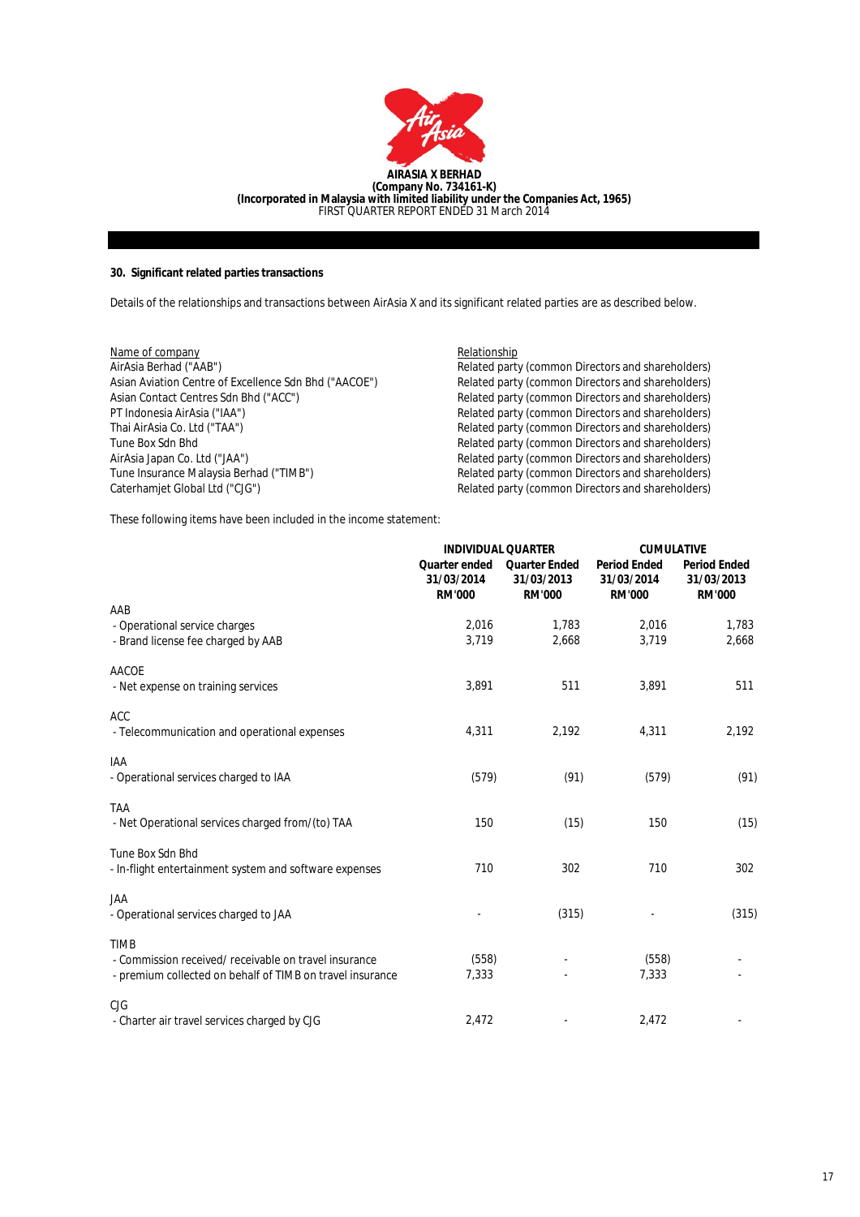**AIRASIA X BERHAD**
**(Company No. 734161-K)**
**(Incorporated in Malaysia with limited liability under the Companies Act, 1965)**
FIRST QUARTER REPORT ENDED 31 March 2014

### 30. Significant related parties transactions

Details of the relationships and transactions between AirAsia X and its significant related parties are as described below.

| Name of company | Relationship |
|---|---|
| AirAsia Berhad ("AAB") | Related party (common Directors and shareholders) |
| Asian Aviation Centre of Excellence Sdn Bhd ("AACOE") | Related party (common Directors and shareholders) |
| Asian Contact Centres Sdn Bhd ("ACC") | Related party (common Directors and shareholders) |
| PT Indonesia AirAsia ("IAA") | Related party (common Directors and shareholders) |
| Thai AirAsia Co. Ltd ("TAA") | Related party (common Directors and shareholders) |
| Tune Box Sdn Bhd | Related party (common Directors and shareholders) |
| AirAsia Japan Co. Ltd ("JAA") | Related party (common Directors and shareholders) |
| Tune Insurance Malaysia Berhad ("TIMB") | Related party (common Directors and shareholders) |
| Caterhamjet Global Ltd ("CJG") | Related party (common Directors and shareholders) |

These following items have been included in the income statement:

| | INDIVIDUAL QUARTER | | CUMULATIVE | |
|---|---|---|---|---|
| | Quarter ended 31/03/2014 RM'000 | Quarter Ended 31/03/2013 RM'000 | Period Ended 31/03/2014 RM'000 | Period Ended 31/03/2013 RM'000 |
| AAB | | | | |
| - Operational service charges | 2,016 | 1,783 | 2,016 | 1,783 |
| - Brand license fee charged by AAB | 3,719 | 2,668 | 3,719 | 2,668 |
| AACOE | | | | |
| - Net expense on training services | 3,891 | 511 | 3,891 | 511 |
| ACC | | | | |
| - Telecommunication and operational expenses | 4,311 | 2,192 | 4,311 | 2,192 |
| IAA | | | | |
| - Operational services charged to IAA | (579) | (91) | (579) | (91) |
| TAA | | | | |
| - Net Operational services charged from/(to) TAA | 150 | (15) | 150 | (15) |
| Tune Box Sdn Bhd | | | | |
| - In-flight entertainment system and software expenses | 710 | 302 | 710 | 302 |
| JAA | | | | |
| - Operational services charged to JAA | - | (315) | - | (315) |
| TIMB | | | | |
| - Commission received/ receivable on travel insurance | (558) | - | (558) | - |
| - premium collected on behalf of TIMB on travel insurance | 7,333 | - | 7,333 | - |
| CJG | | | | |
| - Charter air travel services charged by CJG | 2,472 | - | 2,472 | - |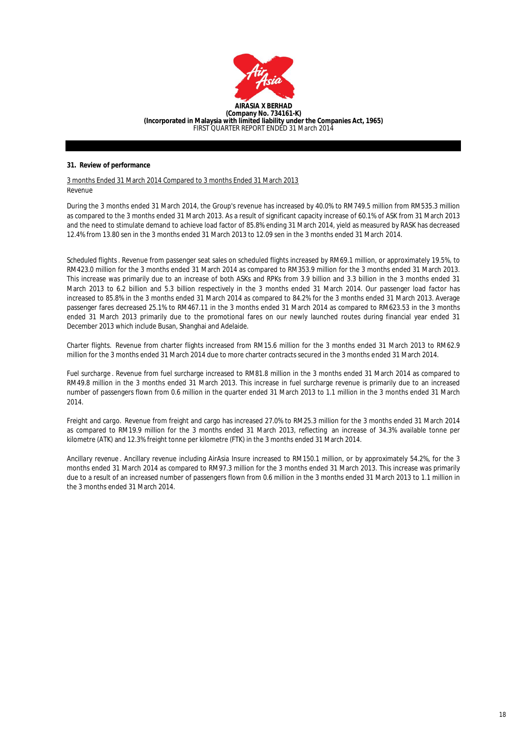**31. Review of performance**

3 months Ended 31 March 2014 Compared to 3 months Ended 31 March 2013

Revenue

During the 3 months ended 31 March 2014, the Group's revenue has increased by 40.0% to RM749.5 million from RM535.3 million as compared to the 3 months ended 31 March 2013. As a result of significant capacity increase of 60.1% of ASK from 31 March 2013 and the need to stimulate demand to achieve load factor of 85.8% ending 31 March 2014, yield as measured by RASK has decreased 12.4% from 13.80 sen in the 3 months ended 31 March 2013 to 12.09 sen in the 3 months ended 31 March 2014.

*Scheduled flights*. Revenue from passenger seat sales on scheduled flights increased by RM69.1 million, or approximately 19.5%, to RM423.0 million for the 3 months ended 31 March 2014 as compared to RM353.9 million for the 3 months ended 31 March 2013. This increase was primarily due to an increase of both ASKs and RPKs from 3.9 billion and 3.3 billion in the 3 months ended 31 March 2013 to 6.2 billion and 5.3 billion respectively in the 3 months ended 31 March 2014. Our passenger load factor has increased to 85.8% in the 3 months ended 31 March 2014 as compared to 84.2% for the 3 months ended 31 March 2013. Average passenger fares decreased 25.1% to RM467.11 in the 3 months ended 31 March 2014 as compared to RM623.53 in the 3 months ended 31 March 2013 primarily due to the promotional fares on our newly launched routes during financial year ended 31 December 2013 which include Busan, Shanghai and Adelaide.

*Charter flights*. Revenue from charter flights increased from RM15.6 million for the 3 months ended 31 March 2013 to RM62.9 million for the 3 months ended 31 March 2014 due to more charter contracts secured in the 3 months ended 31 March 2014.

*Fuel surcharge*. Revenue from fuel surcharge increased to RM81.8 million in the 3 months ended 31 March 2014 as compared to RM49.8 million in the 3 months ended 31 March 2013. This increase in fuel surcharge revenue is primarily due to an increased number of passengers flown from 0.6 million in the quarter ended 31 March 2013 to 1.1 million in the 3 months ended 31 March 2014.

*Freight and cargo*. Revenue from freight and cargo has increased 27.0% to RM25.3 million for the 3 months ended 31 March 2014 as compared to RM19.9 million for the 3 months ended 31 March 2013, reflecting an increase of 34.3% available tonne per kilometre (ATK) and 12.3% freight tonne per kilometre (FTK) in the 3 months ended 31 March 2014.

*Ancillary revenue*. Ancillary revenue including AirAsia Insure increased to RM150.1 million, or by approximately 54.2%, for the 3 months ended 31 March 2014 as compared to RM97.3 million for the 3 months ended 31 March 2013. This increase was primarily due to a result of an increased number of passengers flown from 0.6 million in the 3 months ended 31 March 2013 to 1.1 million in the 3 months ended 31 March 2014.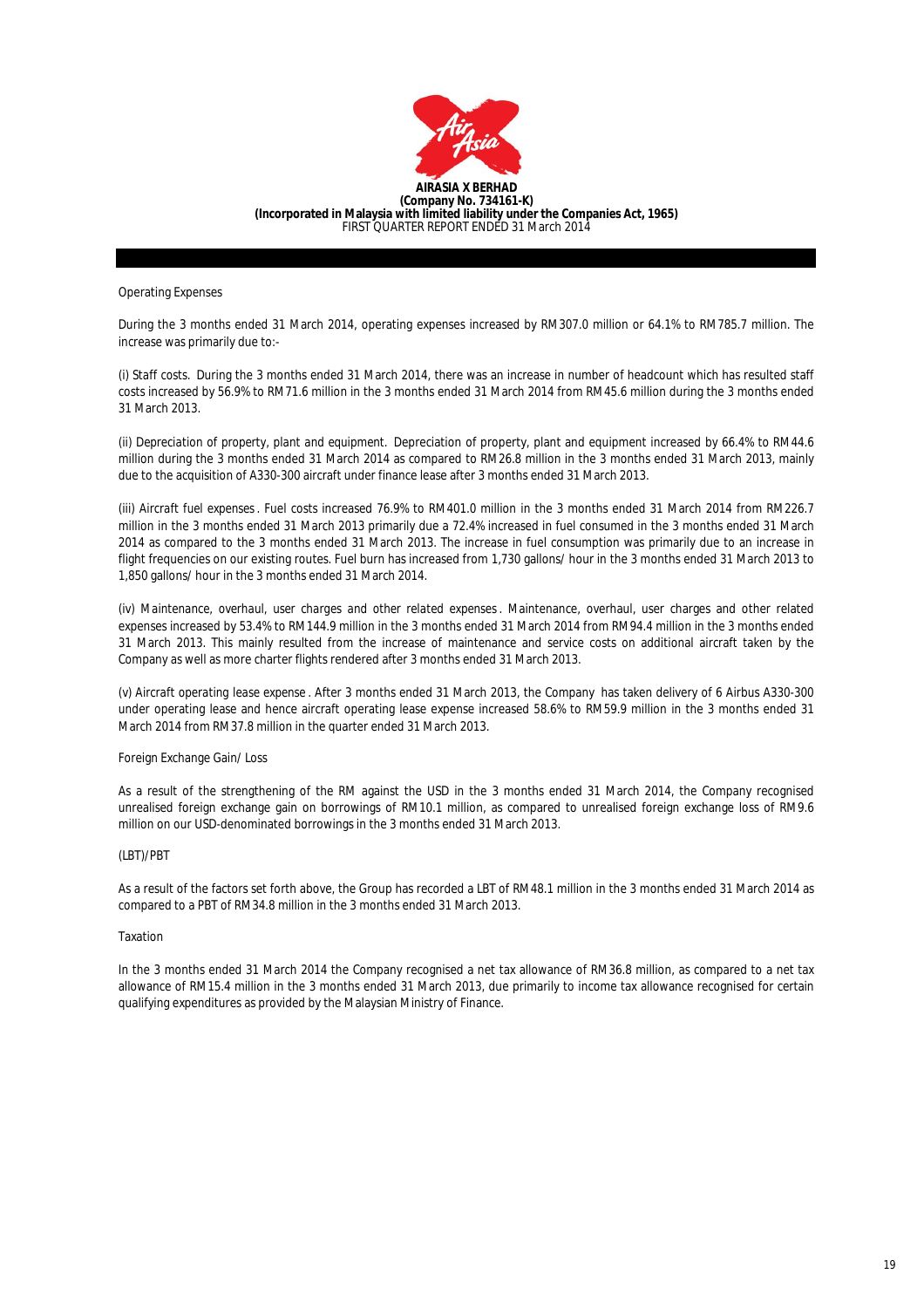Operating Expenses

During the 3 months ended 31 March 2014, operating expenses increased by RM307.0 million or 64.1% to RM785.7 million. The increase was primarily due to:-

(i) Staff costs. During the 3 months ended 31 March 2014, there was an increase in number of headcount which has resulted staff costs increased by 56.9% to RM71.6 million in the 3 months ended 31 March 2014 from RM45.6 million during the 3 months ended 31 March 2013.

(ii) Depreciation of property, plant and equipment. Depreciation of property, plant and equipment increased by 66.4% to RM44.6 million during the 3 months ended 31 March 2014 as compared to RM26.8 million in the 3 months ended 31 March 2013, mainly due to the acquisition of A330-300 aircraft under finance lease after 3 months ended 31 March 2013.

(iii) Aircraft fuel expenses . Fuel costs increased 76.9% to RM401.0 million in the 3 months ended 31 March 2014 from RM226.7 million in the 3 months ended 31 March 2013 primarily due a 72.4% increased in fuel consumed in the 3 months ended 31 March 2014 as compared to the 3 months ended 31 March 2013. The increase in fuel consumption was primarily due to an increase in flight frequencies on our existing routes. Fuel burn has increased from 1,730 gallons/ hour in the 3 months ended 31 March 2013 to 1,850 gallons/ hour in the 3 months ended 31 March 2014.

(iv) Maintenance, overhaul, user charges and other related expenses . Maintenance, overhaul, user charges and other related expenses increased by 53.4% to RM144.9 million in the 3 months ended 31 March 2014 from RM94.4 million in the 3 months ended 31 March 2013. This mainly resulted from the increase of maintenance and service costs on additional aircraft taken by the Company as well as more charter flights rendered after 3 months ended 31 March 2013.

(v) Aircraft operating lease expense . After 3 months ended 31 March 2013, the Company has taken delivery of 6 Airbus A330-300 under operating lease and hence aircraft operating lease expense increased 58.6% to RM59.9 million in the 3 months ended 31 March 2014 from RM37.8 million in the quarter ended 31 March 2013.

Foreign Exchange Gain/ Loss

As a result of the strengthening of the RM against the USD in the 3 months ended 31 March 2014, the Company recognised unrealised foreign exchange gain on borrowings of RM10.1 million, as compared to unrealised foreign exchange loss of RM9.6 million on our USD-denominated borrowings in the 3 months ended 31 March 2013.

(LBT)/PBT

As a result of the factors set forth above, the Group has recorded a LBT of RM48.1 million in the 3 months ended 31 March 2014 as compared to a PBT of RM34.8 million in the 3 months ended 31 March 2013.

Taxation

In the 3 months ended 31 March 2014 the Company recognised a net tax allowance of RM36.8 million, as compared to a net tax allowance of RM15.4 million in the 3 months ended 31 March 2013, due primarily to income tax allowance recognised for certain qualifying expenditures as provided by the Malaysian Ministry of Finance.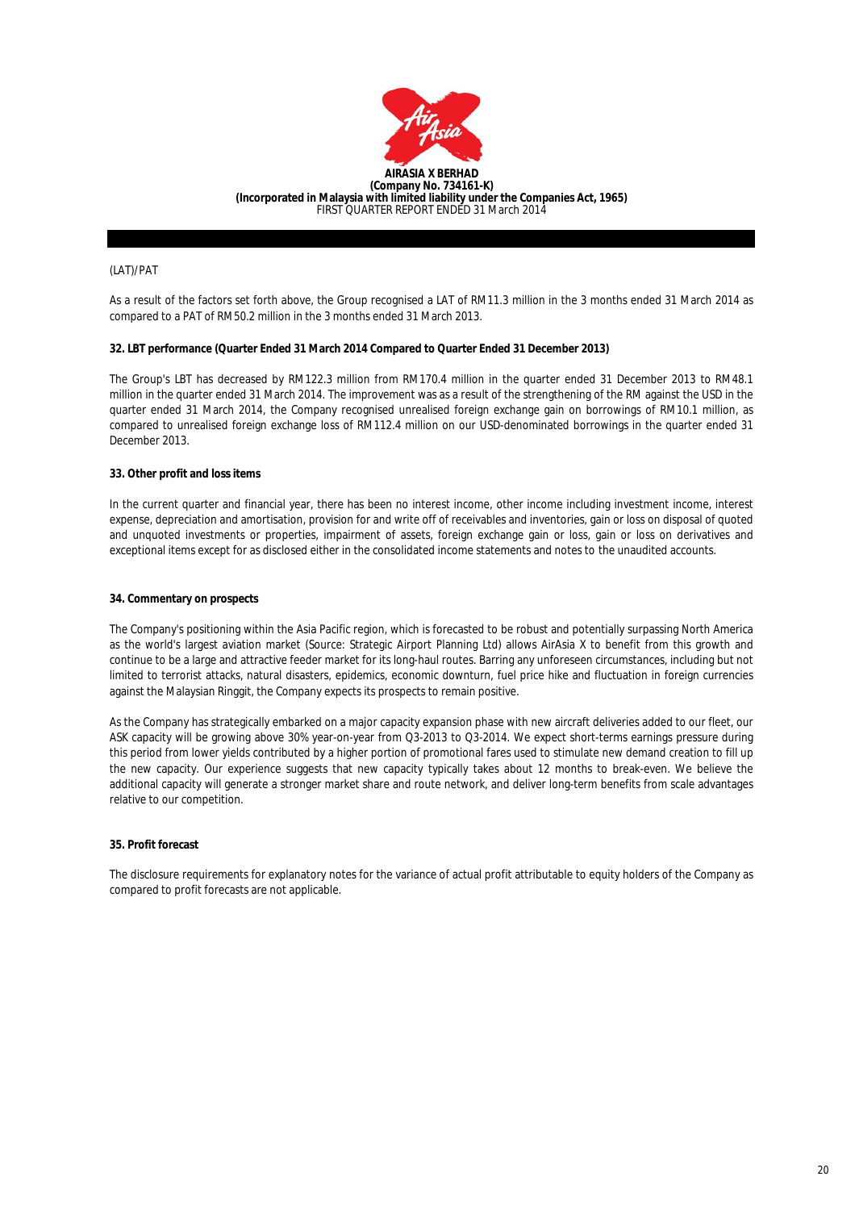(LAT)/PAT

As a result of the factors set forth above, the Group recognised a LAT of RM11.3 million in the 3 months ended 31 March 2014 as compared to a PAT of RM50.2 million in the 3 months ended 31 March 2013.

**32. LBT performance (Quarter Ended 31 March 2014 Compared to Quarter Ended 31 December 2013)**

The Group's LBT has decreased by RM122.3 million from RM170.4 million in the quarter ended 31 December 2013 to RM48.1 million in the quarter ended 31 March 2014. The improvement was as a result of the strengthening of the RM against the USD in the quarter ended 31 March 2014, the Company recognised unrealised foreign exchange gain on borrowings of RM10.1 million, as compared to unrealised foreign exchange loss of RM112.4 million on our USD-denominated borrowings in the quarter ended 31 December 2013.

**33. Other profit and loss items**

In the current quarter and financial year, there has been no interest income, other income including investment income, interest expense, depreciation and amortisation, provision for and write off of receivables and inventories, gain or loss on disposal of quoted and unquoted investments or properties, impairment of assets, foreign exchange gain or loss, gain or loss on derivatives and exceptional items except for as disclosed either in the consolidated income statements and notes to the unaudited accounts.

**34. Commentary on prospects**

The Company's positioning within the Asia Pacific region, which is forecasted to be robust and potentially surpassing North America as the world's largest aviation market (Source: Strategic Airport Planning Ltd) allows AirAsia X to benefit from this growth and continue to be a large and attractive feeder market for its long-haul routes. Barring any unforeseen circumstances, including but not limited to terrorist attacks, natural disasters, epidemics, economic downturn, fuel price hike and fluctuation in foreign currencies against the Malaysian Ringgit, the Company expects its prospects to remain positive.

As the Company has strategically embarked on a major capacity expansion phase with new aircraft deliveries added to our fleet, our ASK capacity will be growing above 30% year-on-year from Q3-2013 to Q3-2014. We expect short-terms earnings pressure during this period from lower yields contributed by a higher portion of promotional fares used to stimulate new demand creation to fill up the new capacity. Our experience suggests that new capacity typically takes about 12 months to break-even. We believe the additional capacity will generate a stronger market share and route network, and deliver long-term benefits from scale advantages relative to our competition.

**35. Profit forecast**

The disclosure requirements for explanatory notes for the variance of actual profit attributable to equity holders of the Company as compared to profit forecasts are not applicable.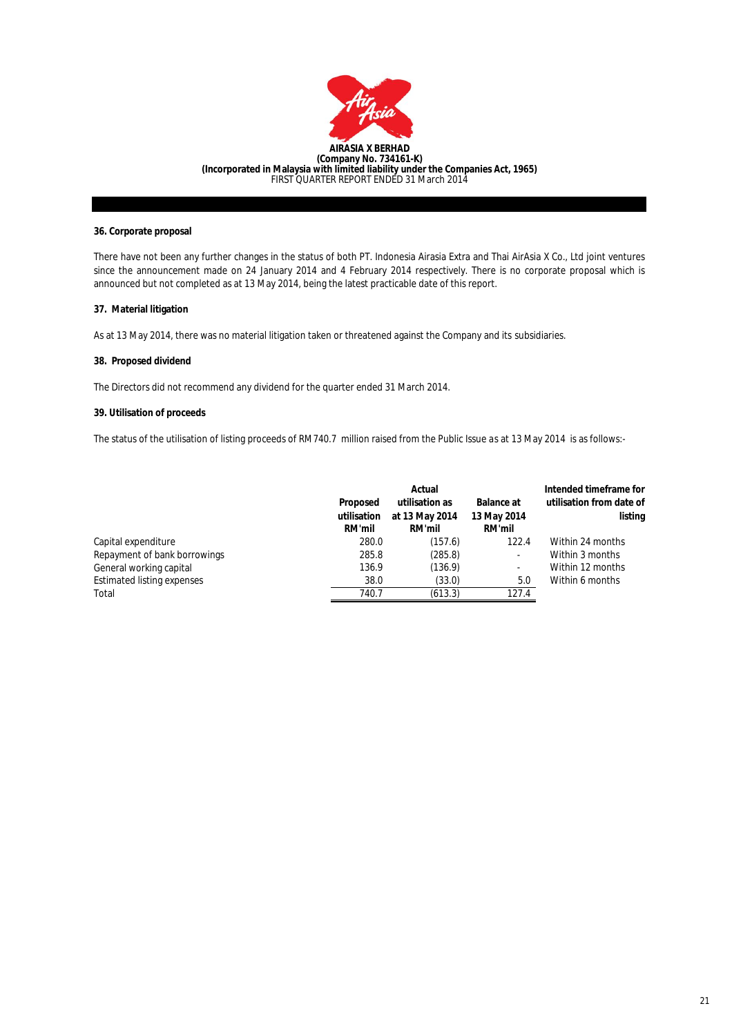**AIRASIA X BERHAD**
**(Company No. 734161-K)**
**(Incorporated in Malaysia with limited liability under the Companies Act, 1965)**
FIRST QUARTER REPORT ENDED 31 March 2014

### 36. Corporate proposal

There have not been any further changes in the status of both PT. Indonesia Airasia Extra and Thai AirAsia X Co., Ltd joint ventures since the announcement made on 24 January 2014 and 4 February 2014 respectively. There is no corporate proposal which is announced but not completed as at 13 May 2014, being the latest practicable date of this report.

### 37. Material litigation

As at 13 May 2014, there was no material litigation taken or threatened against the Company and its subsidiaries.

### 38. Proposed dividend

The Directors did not recommend any dividend for the quarter ended 31 March 2014.

### 39. Utilisation of proceeds

The status of the utilisation of listing proceeds of RM740.7 million raised from the Public Issue as at 13 May 2014 is as follows:-

| | Proposed utilisation RM'mil | Actual utilisation as at 13 May 2014 RM'mil | Balance at 13 May 2014 RM'mil | Intended timeframe for utilisation from date of listing |
|---|---|---|---|---|
| Capital expenditure | 280.0 | (157.6) | 122.4 | Within 24 months |
| Repayment of bank borrowings | 285.8 | (285.8) | - | Within 3 months |
| General working capital | 136.9 | (136.9) | - | Within 12 months |
| Estimated listing expenses | 38.0 | (33.0) | 5.0 | Within 6 months |
| Total | 740.7 | (613.3) | 127.4 | |